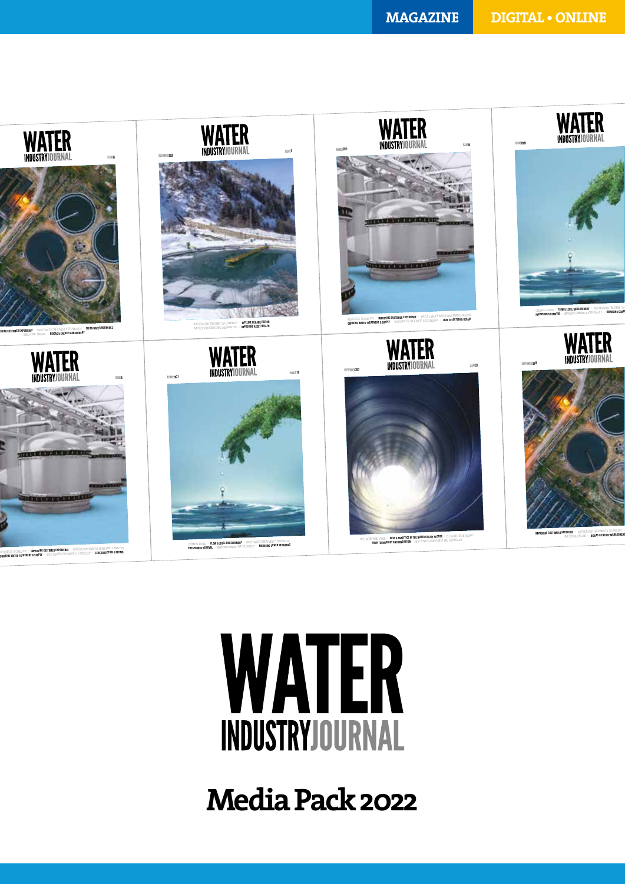MAGAZINE DIGITAL • ONLINE

# WATER INDUSTRY JOURNAL

## Media Pack 2022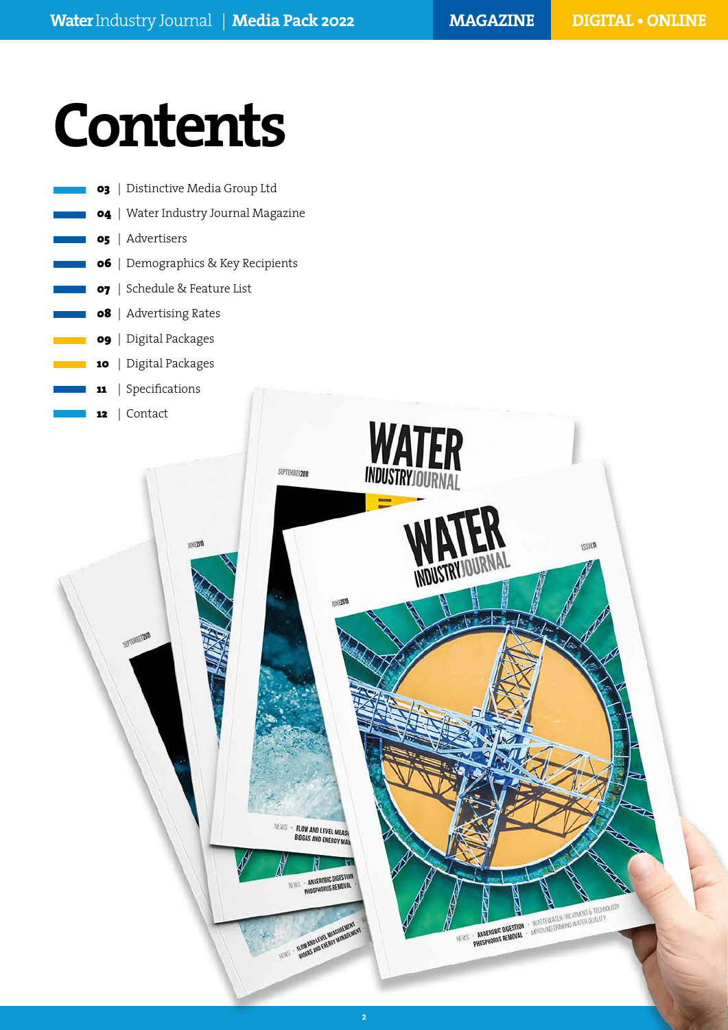# Contents

- **03** | Distinctive Media Group Ltd
- **04** | Water Industry Journal Magazine
- **05** | Advertisers
- **06** | Demographics & Key Recipients
- **07** | Schedule & Feature List
- **08** | Advertising Rates
- **09** | Digital Packages
- **10** | Digital Packages
- **11** | Specifications
- **12** | Contact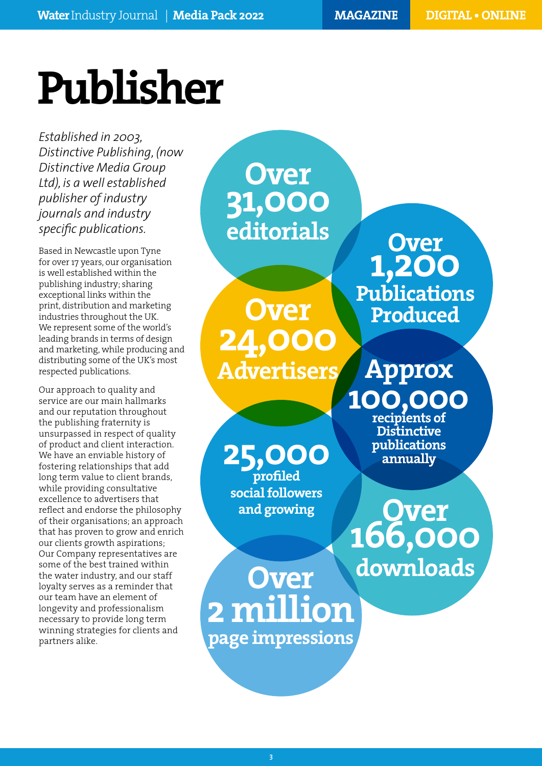# Publisher

*Established in 2003, Distinctive Publishing, (now Distinctive Media Group Ltd), is a well established publisher of industry journals and industry specific publications.*

Based in Newcastle upon Tyne for over 17 years, our organisation is well established within the publishing industry; sharing exceptional links within the print, distribution and marketing industries throughout the UK. We represent some of the world's leading brands in terms of design and marketing, while producing and distributing some of the UK's most respected publications.

Our approach to quality and service are our main hallmarks and our reputation throughout the publishing fraternity is unsurpassed in respect of quality of product and client interaction. We have an enviable history of fostering relationships that add long term value to client brands, while providing consultative excellence to advertisers that reflect and endorse the philosophy of their organisations; an approach that has proven to grow and enrich our clients growth aspirations; Our Company representatives are some of the best trained within the water industry, and our staff loyalty serves as a reminder that our team have an element of longevity and professionalism necessary to provide long term winning strategies for clients and partners alike.

**Over 31,000 editorials**

**Over 1,200 Publications Produced**

**Over 24,000 Advertisers**

**Approx 100,000 recipients of Distinctive publications annually**

**25,000 profiled social followers and growing**

**Over 166,000 downloads**

**Over 2 million page impressions**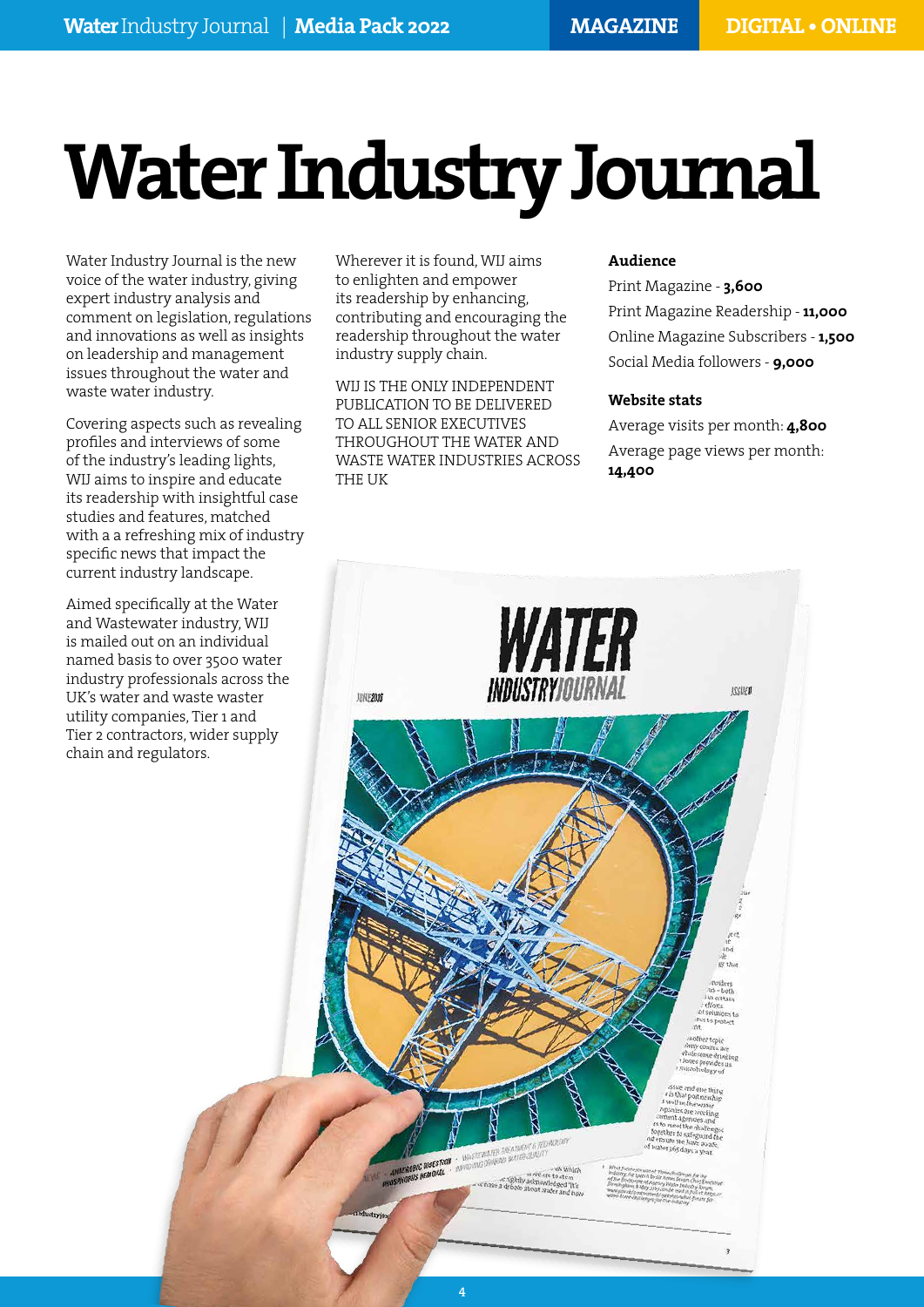# Water Industry Journal

Water Industry Journal is the new voice of the water industry, giving expert industry analysis and comment on legislation, regulations and innovations as well as insights on leadership and management issues throughout the water and waste water industry.

Covering aspects such as revealing profiles and interviews of some of the industry's leading lights, WIJ aims to inspire and educate its readership with insightful case studies and features, matched with a a refreshing mix of industry specific news that impact the current industry landscape.

Aimed specifically at the Water and Wastewater industry, WIJ is mailed out on an individual named basis to over 3500 water industry professionals across the UK's water and waste waster utility companies, Tier 1 and Tier 2 contractors, wider supply chain and regulators.

Wherever it is found, WIJ aims to enlighten and empower its readership by enhancing, contributing and encouraging the readership throughout the water industry supply chain.

WIJ IS THE ONLY INDEPENDENT PUBLICATION TO BE DELIVERED TO ALL SENIOR EXECUTIVES THROUGHOUT THE WATER AND WASTE WATER INDUSTRIES ACROSS THE UK

### Audience

Print Magazine - **3,600**

Print Magazine Readership - **11,000**

Online Magazine Subscribers - **1,500**

Social Media followers - **9,000**

### Website stats

Average visits per month: **4,800**

Average page views per month: **14,400**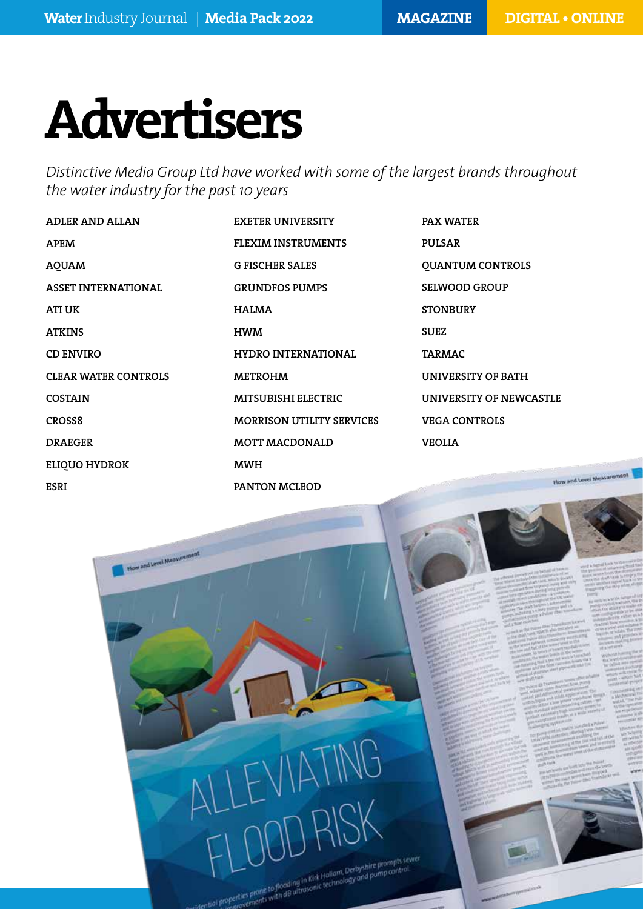# Advertisers

*Distinctive Media Group Ltd have worked with some of the largest brands throughout the water industry for the past 10 years*

- ADLER AND ALLAN
- APEM
- AQUAM
- ASSET INTERNATIONAL
- ATI UK
- ATKINS
- CD ENVIRO
- CLEAR WATER CONTROLS
- COSTAIN
- CROSS8
- DRAEGER
- ELIQUO HYDROK
- ESRI
- EXETER UNIVERSITY
- FLEXIM INSTRUMENTS
- G FISCHER SALES
- GRUNDFOS PUMPS
- HALMA
- HWM
- HYDRO INTERNATIONAL
- METROHM
- MITSUBISHI ELECTRIC
- MORRISON UTILITY SERVICES
- MOTT MACDONALD
- MWH
- PANTON MCLEOD
- PAX WATER
- PULSAR
- QUANTUM CONTROLS
- SELWOOD GROUP
- STONBURY
- SUEZ
- TARMAC
- UNIVERSITY OF BATH
- UNIVERSITY OF NEWCASTLE
- VEGA CONTROLS
- VEOLIA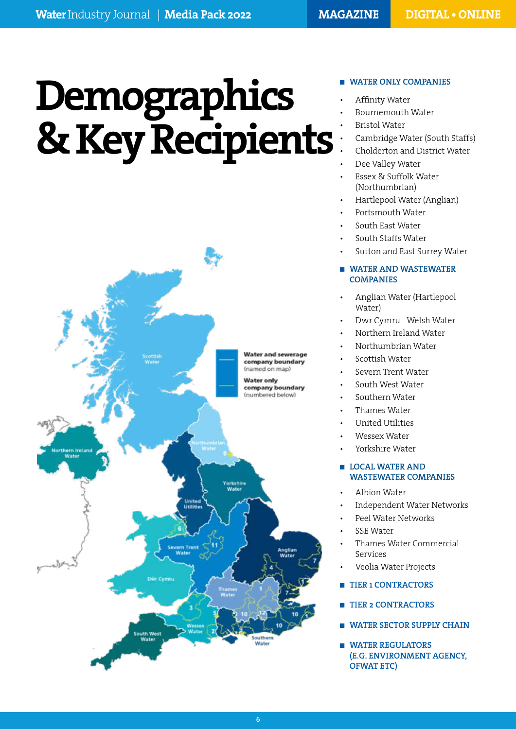# Demographics & Key Recipients

Water and sewerage company boundary (named on map)

Water only company boundary (numbered below)

## WATER ONLY COMPANIES

- Affinity Water
- Bournemouth Water
- Bristol Water
- Cambridge Water (South Staffs)
- Cholderton and District Water
- Dee Valley Water
- Essex & Suffolk Water (Northumbrian)
- Hartlepool Water (Anglian)
- Portsmouth Water
- South East Water
- South Staffs Water
- Sutton and East Surrey Water

## WATER AND WASTEWATER COMPANIES

- Anglian Water (Hartlepool Water)
- Dwr Cymru - Welsh Water
- Northern Ireland Water
- Northumbrian Water
- Scottish Water
- Severn Trent Water
- South West Water
- Southern Water
- Thames Water
- United Utilities
- Wessex Water
- Yorkshire Water

## LOCAL WATER AND WASTEWATER COMPANIES

- Albion Water
- Independent Water Networks
- Peel Water Networks
- SSE Water
- Thames Water Commercial Services
- Veolia Water Projects

## TIER 1 CONTRACTORS

## TIER 2 CONTRACTORS

## WATER SECTOR SUPPLY CHAIN

## WATER REGULATORS (E.G. ENVIRONMENT AGENCY, OFWAT ETC)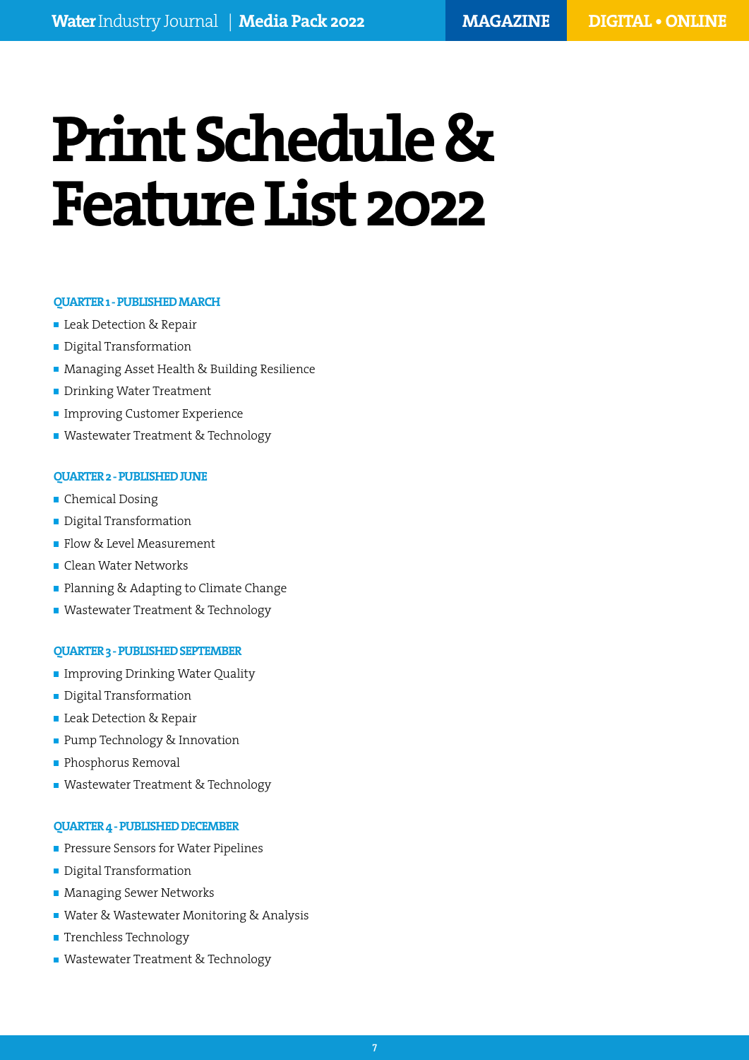# Print Schedule & Feature List 2022

### QUARTER 1 - PUBLISHED MARCH

- Leak Detection & Repair
- Digital Transformation
- Managing Asset Health & Building Resilience
- Drinking Water Treatment
- Improving Customer Experience
- Wastewater Treatment & Technology

### QUARTER 2 - PUBLISHED JUNE

- Chemical Dosing
- Digital Transformation
- Flow & Level Measurement
- Clean Water Networks
- Planning & Adapting to Climate Change
- Wastewater Treatment & Technology

### QUARTER 3 - PUBLISHED SEPTEMBER

- Improving Drinking Water Quality
- Digital Transformation
- Leak Detection & Repair
- Pump Technology & Innovation
- Phosphorus Removal
- Wastewater Treatment & Technology

### QUARTER 4 - PUBLISHED DECEMBER

- Pressure Sensors for Water Pipelines
- Digital Transformation
- Managing Sewer Networks
- Water & Wastewater Monitoring & Analysis
- Trenchless Technology
- Wastewater Treatment & Technology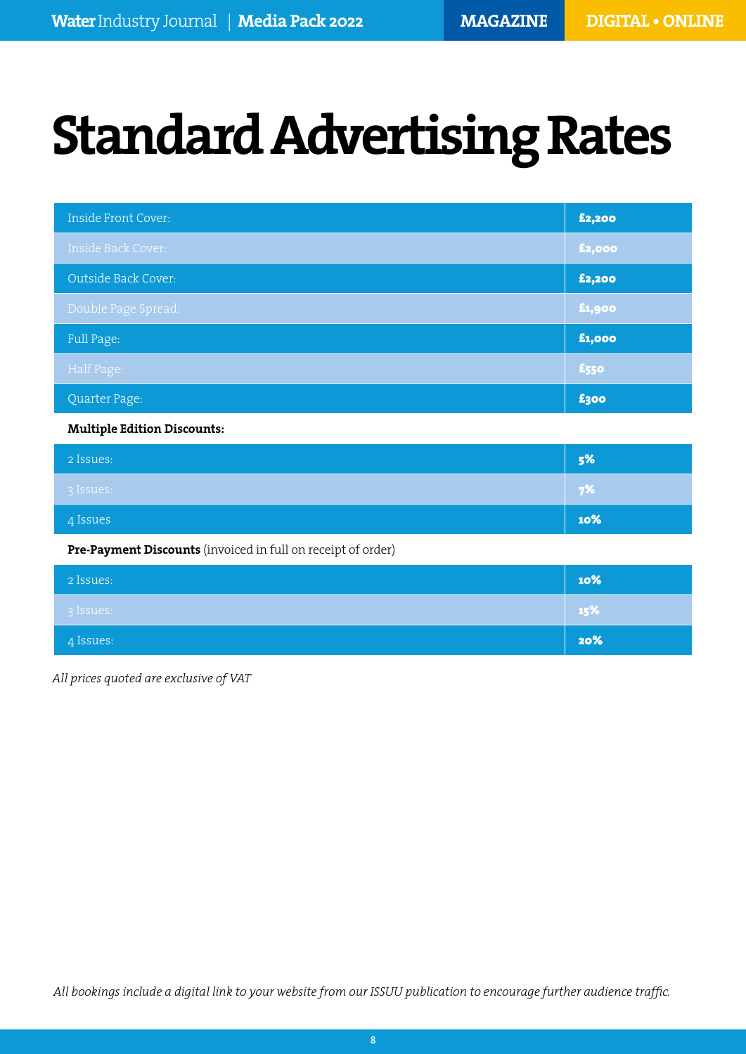# Standard Advertising Rates

| | |
|---|---|
| Inside Front Cover: | £2,200 |
| Inside Back Cover: | £2,000 |
| Outside Back Cover: | £2,200 |
| Double Page Spread: | £1,900 |
| Full Page: | £1,000 |
| Half Page: | £550 |
| Quarter Page: | £300 |

**Multiple Edition Discounts:**

| | |
|---|---|
| 2 Issues: | 5% |
| 3 Issues: | 7% |
| 4 Issues | 10% |

**Pre-Payment Discounts** (invoiced in full on receipt of order)

| | |
|---|---|
| 2 Issues: | 10% |
| 3 Issues: | 15% |
| 4 Issues: | 20% |

*All prices quoted are exclusive of VAT*

*All bookings include a digital link to your website from our ISSUU publication to encourage further audience traffic.*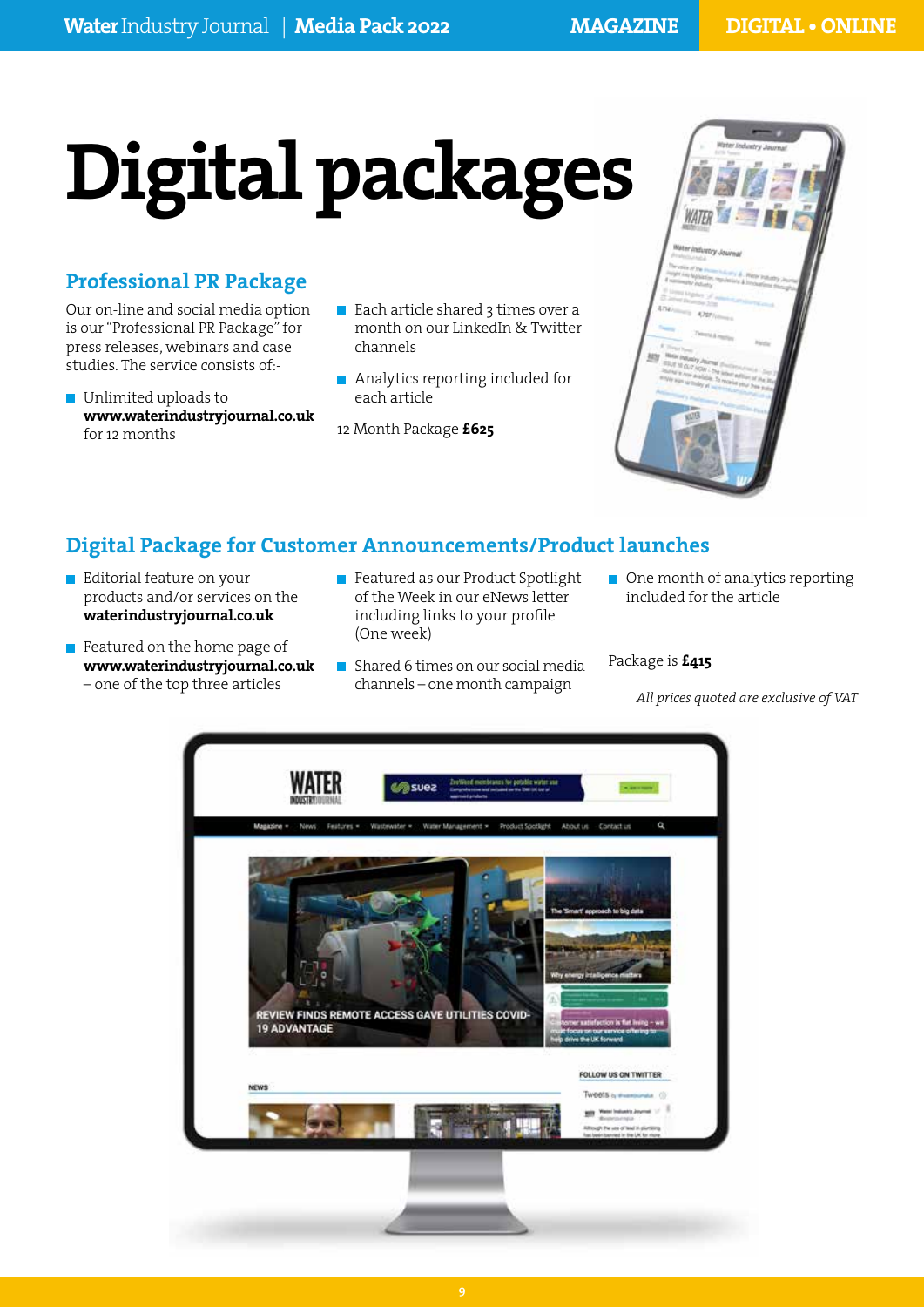# Digital packages

## Professional PR Package

Our on-line and social media option is our "Professional PR Package" for press releases, webinars and case studies. The service consists of:-

- Unlimited uploads to **www.waterindustryjournal.co.uk** for 12 months
- Each article shared 3 times over a month on our LinkedIn & Twitter channels
- Analytics reporting included for each article

12 Month Package **£625**

## Digital Package for Customer Announcements/Product launches

- Editorial feature on your products and/or services on the **waterindustryjournal.co.uk**
- Featured on the home page of **www.waterindustryjournal.co.uk** – one of the top three articles
- Featured as our Product Spotlight of the Week in our eNews letter including links to your profile (One week)
- Shared 6 times on our social media channels – one month campaign
- One month of analytics reporting included for the article

Package is **£415**

*All prices quoted are exclusive of VAT*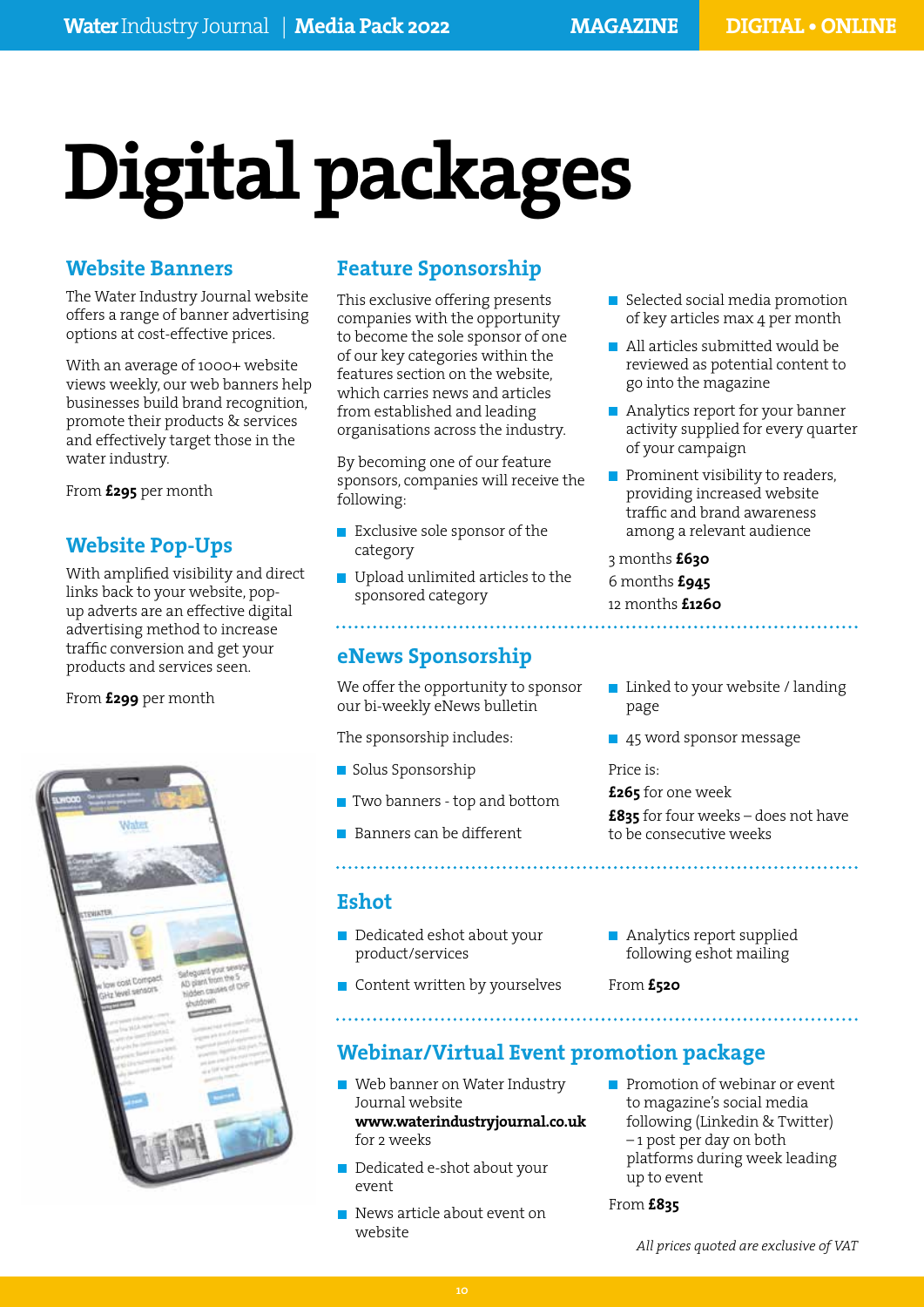# Digital packages

## Website Banners

The Water Industry Journal website offers a range of banner advertising options at cost-effective prices.

With an average of 1000+ website views weekly, our web banners help businesses build brand recognition, promote their products & services and effectively target those in the water industry.

From **£295** per month

## Website Pop-Ups

With amplified visibility and direct links back to your website, pop-up adverts are an effective digital advertising method to increase traffic conversion and get your products and services seen.

From **£299** per month

## Feature Sponsorship

This exclusive offering presents companies with the opportunity to become the sole sponsor of one of our key categories within the features section on the website, which carries news and articles from established and leading organisations across the industry.

By becoming one of our feature sponsors, companies will receive the following:

- Exclusive sole sponsor of the category
- Upload unlimited articles to the sponsored category
- Selected social media promotion of key articles max 4 per month
- All articles submitted would be reviewed as potential content to go into the magazine
- Analytics report for your banner activity supplied for every quarter of your campaign
- Prominent visibility to readers, providing increased website traffic and brand awareness among a relevant audience

3 months **£630**
6 months **£945**
12 months **£1260**

## eNews Sponsorship

We offer the opportunity to sponsor our bi-weekly eNews bulletin

The sponsorship includes:

- Solus Sponsorship
- Two banners - top and bottom
- Banners can be different
- Linked to your website / landing page
- 45 word sponsor message

Price is:

**£265** for one week

**£835** for four weeks – does not have to be consecutive weeks

## Eshot

- Dedicated eshot about your product/services
- Content written by yourselves
- Analytics report supplied following eshot mailing

From **£520**

## Webinar/Virtual Event promotion package

- Web banner on Water Industry Journal website **www.waterindustryjournal.co.uk** for 2 weeks
- Dedicated e-shot about your event
- News article about event on website
- Promotion of webinar or event to magazine's social media following (Linkedin & Twitter) – 1 post per day on both platforms during week leading up to event

From **£835**

*All prices quoted are exclusive of VAT*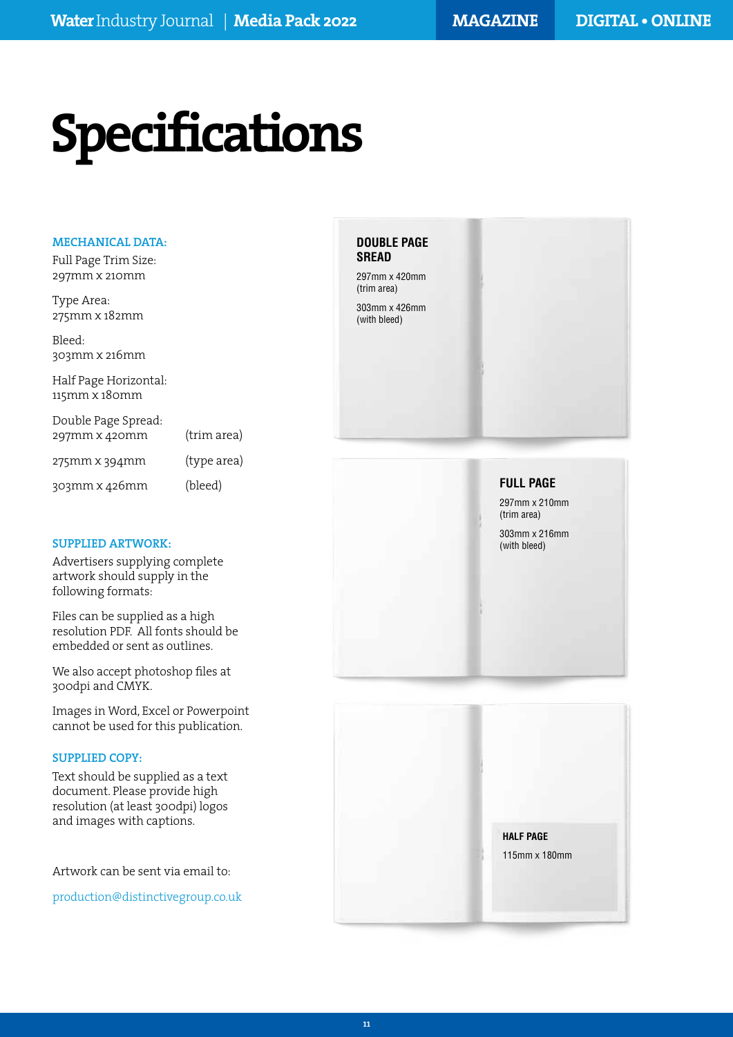# Specifications

**MECHANICAL DATA:**

Full Page Trim Size:
297mm x 210mm

Type Area:
275mm x 182mm

Bleed:
303mm x 216mm

Half Page Horizontal:
115mm x 180mm

Double Page Spread:

| | |
|---|---|
| 297mm x 420mm | (trim area) |
| 275mm x 394mm | (type area) |
| 303mm x 426mm | (bleed) |

**SUPPLIED ARTWORK:**

Advertisers supplying complete artwork should supply in the following formats:

Files can be supplied as a high resolution PDF. All fonts should be embedded or sent as outlines.

We also accept photoshop files at 300dpi and CMYK.

Images in Word, Excel or Powerpoint cannot be used for this publication.

**SUPPLIED COPY:**

Text should be supplied as a text document. Please provide high resolution (at least 300dpi) logos and images with captions.

Artwork can be sent via email to:

production@distinctivegroup.co.uk

**DOUBLE PAGE SREAD**

297mm x 420mm
(trim area)

303mm x 426mm
(with bleed)

**FULL PAGE**

297mm x 210mm
(trim area)

303mm x 216mm
(with bleed)

**HALF PAGE**

115mm x 180mm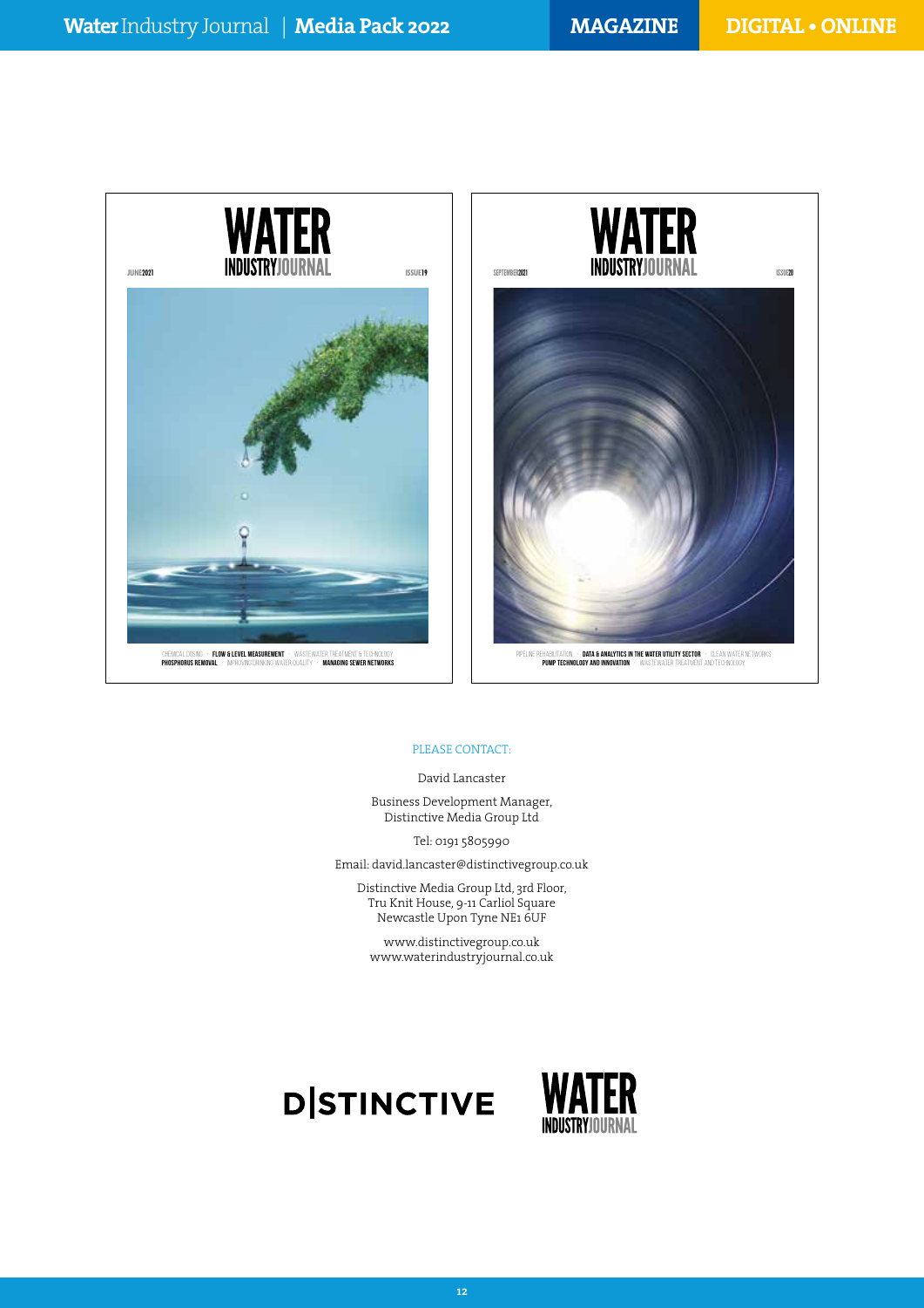PLEASE CONTACT:

David Lancaster

Business Development Manager,
Distinctive Media Group Ltd

Tel: 0191 5805990

Email: david.lancaster@distinctivegroup.co.uk

Distinctive Media Group Ltd, 3rd Floor,
Tru Knit House, 9-11 Carliol Square
Newcastle Upon Tyne NE1 6UF

www.distinctivegroup.co.uk
www.waterindustryjournal.co.uk